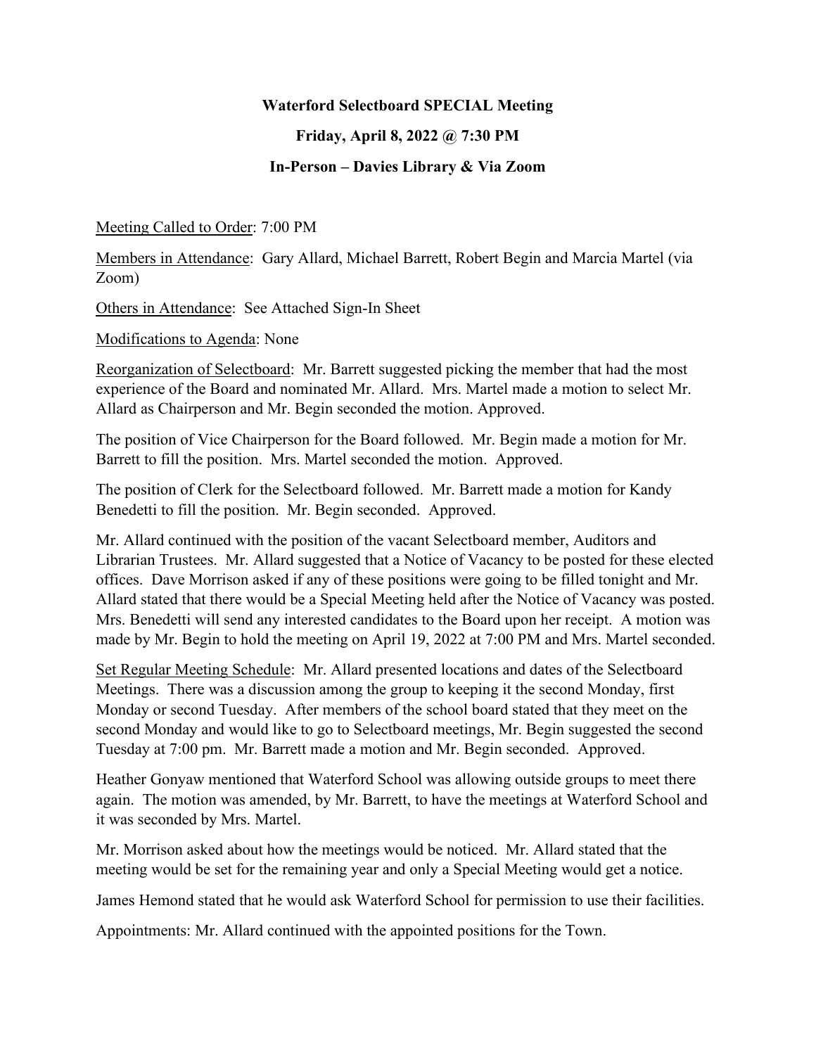**Waterford Selectboard SPECIAL Meeting**

**Friday, April 8, 2022 @ 7:30 PM**

**In-Person – Davies Library & Via Zoom**

Meeting Called to Order: 7:00 PM

Members in Attendance: Gary Allard, Michael Barrett, Robert Begin and Marcia Martel (via Zoom)

Others in Attendance: See Attached Sign-In Sheet

Modifications to Agenda: None

Reorganization of Selectboard: Mr. Barrett suggested picking the member that had the most experience of the Board and nominated Mr. Allard. Mrs. Martel made a motion to select Mr. Allard as Chairperson and Mr. Begin seconded the motion. Approved.

The position of Vice Chairperson for the Board followed. Mr. Begin made a motion for Mr. Barrett to fill the position. Mrs. Martel seconded the motion. Approved.

The position of Clerk for the Selectboard followed. Mr. Barrett made a motion for Kandy Benedetti to fill the position. Mr. Begin seconded. Approved.

Mr. Allard continued with the position of the vacant Selectboard member, Auditors and Librarian Trustees. Mr. Allard suggested that a Notice of Vacancy to be posted for these elected offices. Dave Morrison asked if any of these positions were going to be filled tonight and Mr. Allard stated that there would be a Special Meeting held after the Notice of Vacancy was posted. Mrs. Benedetti will send any interested candidates to the Board upon her receipt. A motion was made by Mr. Begin to hold the meeting on April 19, 2022 at 7:00 PM and Mrs. Martel seconded.

Set Regular Meeting Schedule: Mr. Allard presented locations and dates of the Selectboard Meetings. There was a discussion among the group to keeping it the second Monday, first Monday or second Tuesday. After members of the school board stated that they meet on the second Monday and would like to go to Selectboard meetings, Mr. Begin suggested the second Tuesday at 7:00 pm. Mr. Barrett made a motion and Mr. Begin seconded. Approved.

Heather Gonyaw mentioned that Waterford School was allowing outside groups to meet there again. The motion was amended, by Mr. Barrett, to have the meetings at Waterford School and it was seconded by Mrs. Martel.

Mr. Morrison asked about how the meetings would be noticed. Mr. Allard stated that the meeting would be set for the remaining year and only a Special Meeting would get a notice.

James Hemond stated that he would ask Waterford School for permission to use their facilities.

Appointments: Mr. Allard continued with the appointed positions for the Town.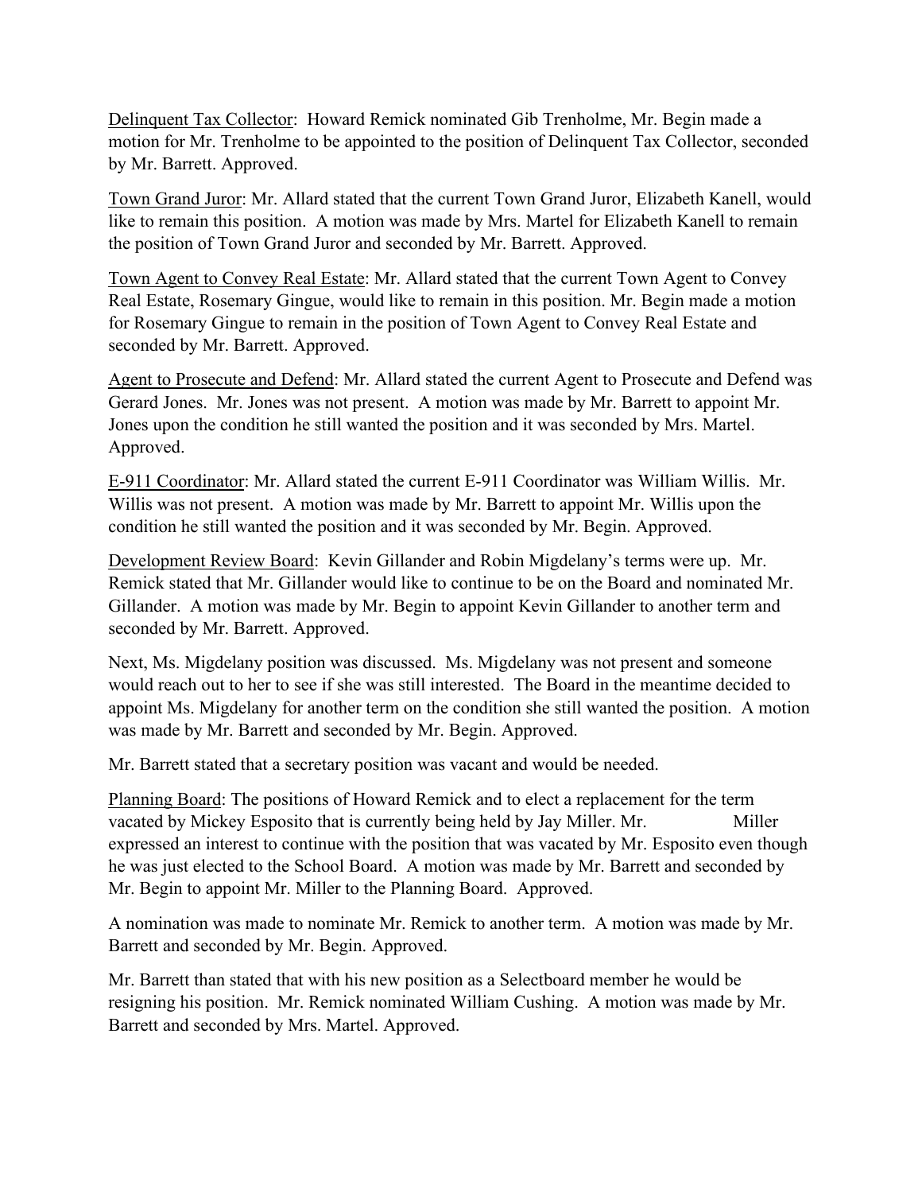<u>Delinquent Tax Collector</u>: Howard Remick nominated Gib Trenholme, Mr. Begin made a motion for Mr. Trenholme to be appointed to the position of Delinquent Tax Collector, seconded by Mr. Barrett. Approved.

<u>Town Grand Juror</u>: Mr. Allard stated that the current Town Grand Juror, Elizabeth Kanell, would like to remain this position. A motion was made by Mrs. Martel for Elizabeth Kanell to remain the position of Town Grand Juror and seconded by Mr. Barrett. Approved.

<u>Town Agent to Convey Real Estate</u>: Mr. Allard stated that the current Town Agent to Convey Real Estate, Rosemary Gingue, would like to remain in this position. Mr. Begin made a motion for Rosemary Gingue to remain in the position of Town Agent to Convey Real Estate and seconded by Mr. Barrett. Approved.

<u>Agent to Prosecute and Defend</u>: Mr. Allard stated the current Agent to Prosecute and Defend was Gerard Jones. Mr. Jones was not present. A motion was made by Mr. Barrett to appoint Mr. Jones upon the condition he still wanted the position and it was seconded by Mrs. Martel. Approved.

<u>E-911 Coordinator</u>: Mr. Allard stated the current E-911 Coordinator was William Willis. Mr. Willis was not present. A motion was made by Mr. Barrett to appoint Mr. Willis upon the condition he still wanted the position and it was seconded by Mr. Begin. Approved.

<u>Development Review Board</u>: Kevin Gillander and Robin Migdelany's terms were up. Mr. Remick stated that Mr. Gillander would like to continue to be on the Board and nominated Mr. Gillander. A motion was made by Mr. Begin to appoint Kevin Gillander to another term and seconded by Mr. Barrett. Approved.

Next, Ms. Migdelany position was discussed. Ms. Migdelany was not present and someone would reach out to her to see if she was still interested. The Board in the meantime decided to appoint Ms. Migdelany for another term on the condition she still wanted the position. A motion was made by Mr. Barrett and seconded by Mr. Begin. Approved.

Mr. Barrett stated that a secretary position was vacant and would be needed.

<u>Planning Board</u>: The positions of Howard Remick and to elect a replacement for the term vacated by Mickey Esposito that is currently being held by Jay Miller. Mr. Miller expressed an interest to continue with the position that was vacated by Mr. Esposito even though he was just elected to the School Board. A motion was made by Mr. Barrett and seconded by Mr. Begin to appoint Mr. Miller to the Planning Board. Approved.

A nomination was made to nominate Mr. Remick to another term. A motion was made by Mr. Barrett and seconded by Mr. Begin. Approved.

Mr. Barrett than stated that with his new position as a Selectboard member he would be resigning his position. Mr. Remick nominated William Cushing. A motion was made by Mr. Barrett and seconded by Mrs. Martel. Approved.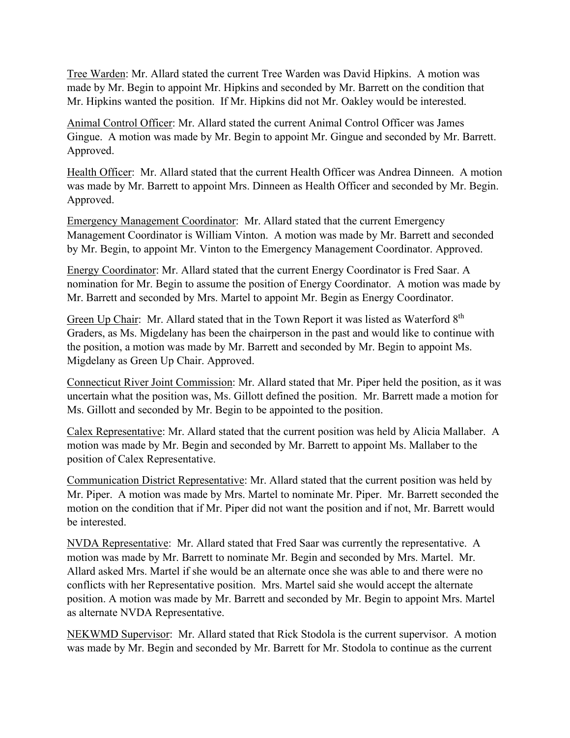Tree Warden: Mr. Allard stated the current Tree Warden was David Hipkins. A motion was made by Mr. Begin to appoint Mr. Hipkins and seconded by Mr. Barrett on the condition that Mr. Hipkins wanted the position. If Mr. Hipkins did not Mr. Oakley would be interested.

Animal Control Officer: Mr. Allard stated the current Animal Control Officer was James Gingue. A motion was made by Mr. Begin to appoint Mr. Gingue and seconded by Mr. Barrett. Approved.

Health Officer: Mr. Allard stated that the current Health Officer was Andrea Dinneen. A motion was made by Mr. Barrett to appoint Mrs. Dinneen as Health Officer and seconded by Mr. Begin. Approved.

Emergency Management Coordinator: Mr. Allard stated that the current Emergency Management Coordinator is William Vinton. A motion was made by Mr. Barrett and seconded by Mr. Begin, to appoint Mr. Vinton to the Emergency Management Coordinator. Approved.

Energy Coordinator: Mr. Allard stated that the current Energy Coordinator is Fred Saar. A nomination for Mr. Begin to assume the position of Energy Coordinator. A motion was made by Mr. Barrett and seconded by Mrs. Martel to appoint Mr. Begin as Energy Coordinator.

Green Up Chair: Mr. Allard stated that in the Town Report it was listed as Waterford 8th Graders, as Ms. Migdelany has been the chairperson in the past and would like to continue with the position, a motion was made by Mr. Barrett and seconded by Mr. Begin to appoint Ms. Migdelany as Green Up Chair. Approved.

Connecticut River Joint Commission: Mr. Allard stated that Mr. Piper held the position, as it was uncertain what the position was, Ms. Gillott defined the position. Mr. Barrett made a motion for Ms. Gillott and seconded by Mr. Begin to be appointed to the position.

Calex Representative: Mr. Allard stated that the current position was held by Alicia Mallaber. A motion was made by Mr. Begin and seconded by Mr. Barrett to appoint Ms. Mallaber to the position of Calex Representative.

Communication District Representative: Mr. Allard stated that the current position was held by Mr. Piper. A motion was made by Mrs. Martel to nominate Mr. Piper. Mr. Barrett seconded the motion on the condition that if Mr. Piper did not want the position and if not, Mr. Barrett would be interested.

NVDA Representative: Mr. Allard stated that Fred Saar was currently the representative. A motion was made by Mr. Barrett to nominate Mr. Begin and seconded by Mrs. Martel. Mr. Allard asked Mrs. Martel if she would be an alternate once she was able to and there were no conflicts with her Representative position. Mrs. Martel said she would accept the alternate position. A motion was made by Mr. Barrett and seconded by Mr. Begin to appoint Mrs. Martel as alternate NVDA Representative.

NEKWMD Supervisor: Mr. Allard stated that Rick Stodola is the current supervisor. A motion was made by Mr. Begin and seconded by Mr. Barrett for Mr. Stodola to continue as the current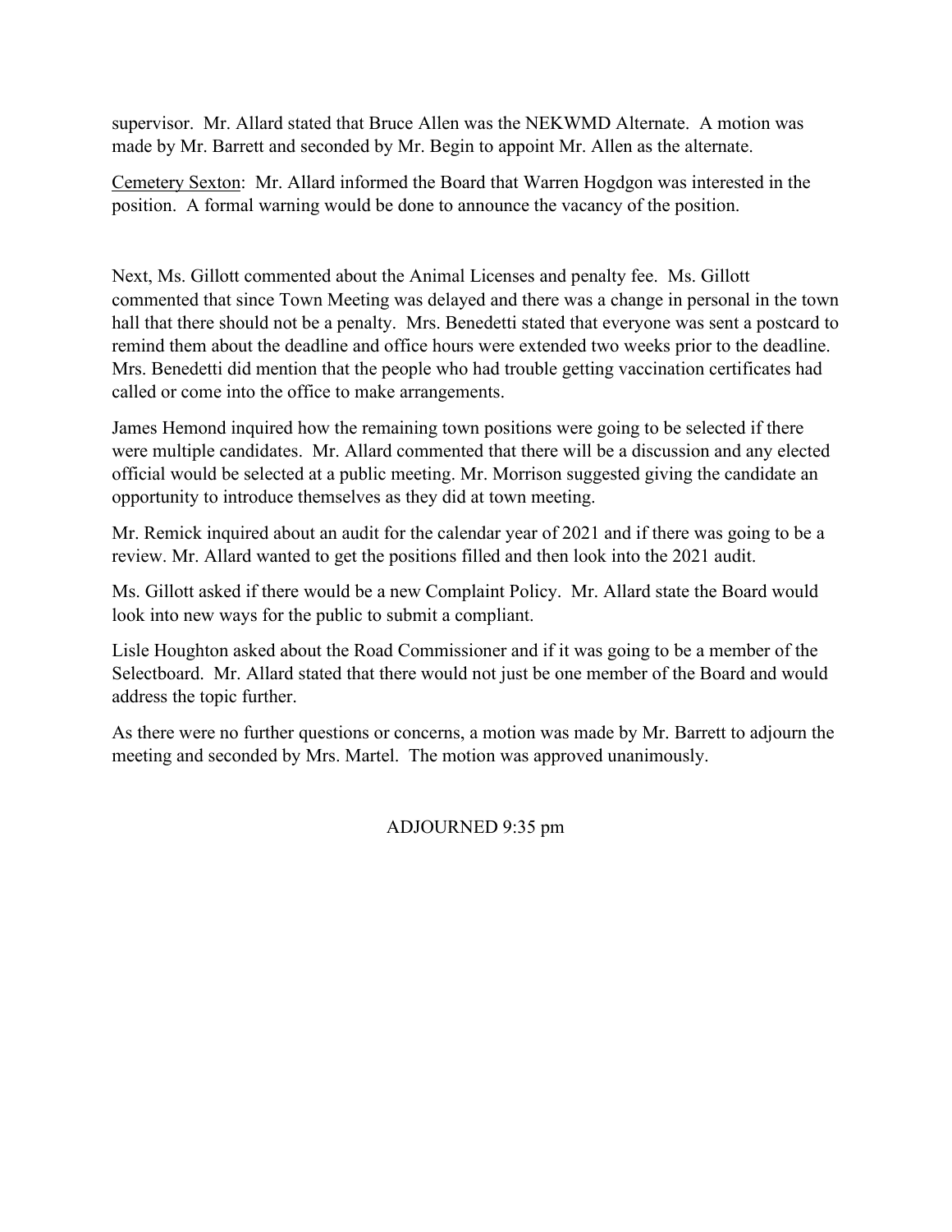supervisor. Mr. Allard stated that Bruce Allen was the NEKWMD Alternate. A motion was made by Mr. Barrett and seconded by Mr. Begin to appoint Mr. Allen as the alternate.

Cemetery Sexton: Mr. Allard informed the Board that Warren Hogdgon was interested in the position. A formal warning would be done to announce the vacancy of the position.

Next, Ms. Gillott commented about the Animal Licenses and penalty fee. Ms. Gillott commented that since Town Meeting was delayed and there was a change in personal in the town hall that there should not be a penalty. Mrs. Benedetti stated that everyone was sent a postcard to remind them about the deadline and office hours were extended two weeks prior to the deadline. Mrs. Benedetti did mention that the people who had trouble getting vaccination certificates had called or come into the office to make arrangements.

James Hemond inquired how the remaining town positions were going to be selected if there were multiple candidates. Mr. Allard commented that there will be a discussion and any elected official would be selected at a public meeting. Mr. Morrison suggested giving the candidate an opportunity to introduce themselves as they did at town meeting.

Mr. Remick inquired about an audit for the calendar year of 2021 and if there was going to be a review. Mr. Allard wanted to get the positions filled and then look into the 2021 audit.

Ms. Gillott asked if there would be a new Complaint Policy. Mr. Allard state the Board would look into new ways for the public to submit a compliant.

Lisle Houghton asked about the Road Commissioner and if it was going to be a member of the Selectboard. Mr. Allard stated that there would not just be one member of the Board and would address the topic further.

As there were no further questions or concerns, a motion was made by Mr. Barrett to adjourn the meeting and seconded by Mrs. Martel. The motion was approved unanimously.

ADJOURNED 9:35 pm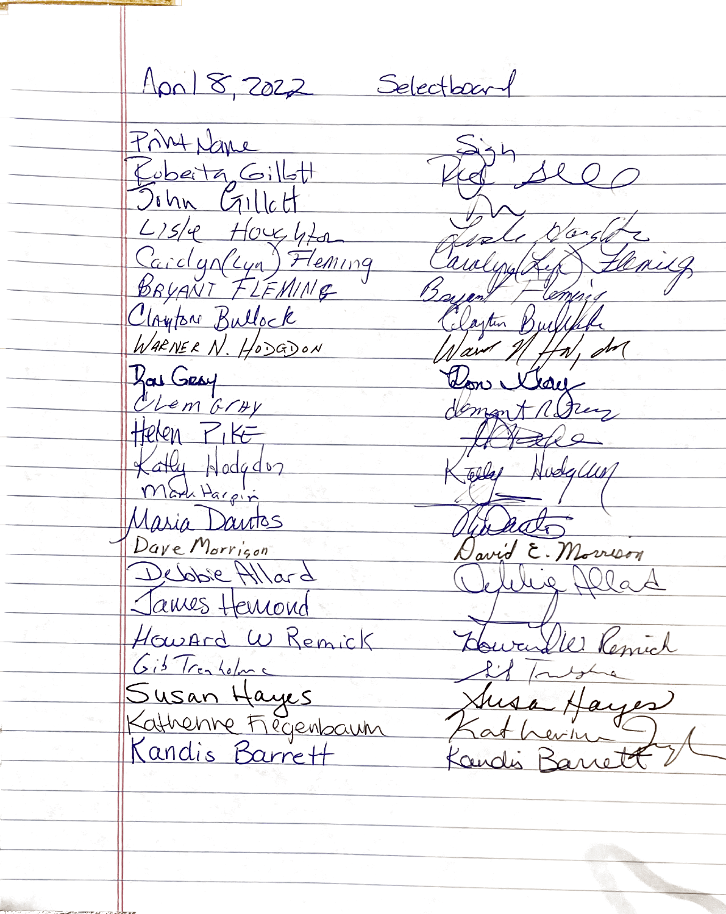April 8, 2022 Selectboard

| Print Name | Sign |
|---|---|
| Roberta Gillett | Rob Gill |
| John Gillett | JG |
| Lisle Houghton | Lisle Houghton |
| Carolyn (Lyn) Fleming | Carolyn (Lyn) Fleming |
| BRYANT FLEMING | Bryant Fleming |
| Clayton Bullock | Clayton Bullock |
| WARNER N. HODGDON | Warner N Hod, dm |
| Don Gray | Don Gray |
| CLEM GRAY | Clement R Gray |
| Helen PIKE | H Pike |
| Kathy Hodgdon | Kathy Hodgdon |
| Mark Harpin | |
| Maria Dantos | M Dantos |
| Dave Morrison | David E. Morrison |
| Debbie Allard | Debbie Allard |
| James Hemond | J |
| Howard W Remick | Howard W. Remick |
| Gib Trenholme | Gib Trenholme |
| Susan Hayes | Susan Hayes |
| Katherine Fiegenbaum | Katherine F |
| Kandis Barrett | Kandis Barrett |